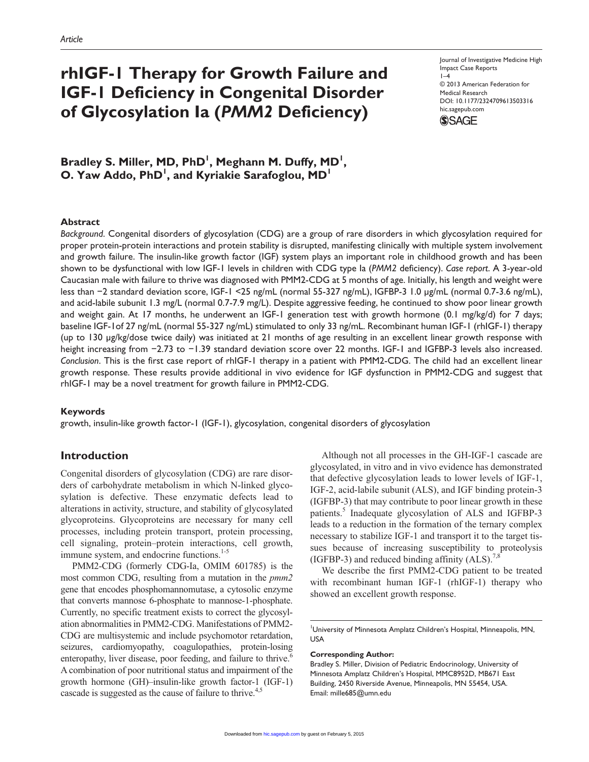Article

# rhIGF-1 Therapy for Growth Failure and IGF-1 Deficiency in Congenital Disorder of Glycosylation Ia (*PMM2* Deficiency)

Journal of Investigative Medicine High Impact Case Reports
© 2013 American Federation for Medical Research
DOI: 10.1177/2324709613503316
hic.sagepub.com

**Bradley S. Miller, MD, PhD[1], Meghann M. Duffy, MD[1], O. Yaw Addo, PhD[1], and Kyriakie Sarafoglou, MD[1]**

## Abstract

*Background*. Congenital disorders of glycosylation (CDG) are a group of rare disorders in which glycosylation required for proper protein-protein interactions and protein stability is disrupted, manifesting clinically with multiple system involvement and growth failure. The insulin-like growth factor (IGF) system plays an important role in childhood growth and has been shown to be dysfunctional with low IGF-1 levels in children with CDG type Ia (*PMM2* deficiency). *Case report*. A 3-year-old Caucasian male with failure to thrive was diagnosed with PMM2-CDG at 5 months of age. Initially, his length and weight were less than −2 standard deviation score, IGF-1 <25 ng/mL (normal 55-327 ng/mL), IGFBP-3 1.0 µg/mL (normal 0.7-3.6 ng/mL), and acid-labile subunit 1.3 mg/L (normal 0.7-7.9 mg/L). Despite aggressive feeding, he continued to show poor linear growth and weight gain. At 17 months, he underwent an IGF-1 generation test with growth hormone (0.1 mg/kg/d) for 7 days; baseline IGF-1of 27 ng/mL (normal 55-327 ng/mL) stimulated to only 33 ng/mL. Recombinant human IGF-1 (rhIGF-1) therapy (up to 130 µg/kg/dose twice daily) was initiated at 21 months of age resulting in an excellent linear growth response with height increasing from −2.73 to −1.39 standard deviation score over 22 months. IGF-1 and IGFBP-3 levels also increased. *Conclusion*. This is the first case report of rhIGF-1 therapy in a patient with PMM2-CDG. The child had an excellent linear growth response. These results provide additional in vivo evidence for IGF dysfunction in PMM2-CDG and suggest that rhIGF-1 may be a novel treatment for growth failure in PMM2-CDG.

### Keywords

growth, insulin-like growth factor-1 (IGF-1), glycosylation, congenital disorders of glycosylation

## Introduction

Congenital disorders of glycosylation (CDG) are rare disorders of carbohydrate metabolism in which N-linked glycosylation is defective. These enzymatic defects lead to alterations in activity, structure, and stability of glycosylated glycoproteins. Glycoproteins are necessary for many cell processes, including protein transport, protein processing, cell signaling, protein–protein interactions, cell growth, immune system, and endocrine functions.[1-5]

PMM2-CDG (formerly CDG-Ia, OMIM 601785) is the most common CDG, resulting from a mutation in the *pmm2* gene that encodes phosphomannomutase, a cytosolic enzyme that converts mannose 6-phosphate to mannose-1-phosphate. Currently, no specific treatment exists to correct the glycosylation abnormalities in PMM2-CDG. Manifestations of PMM2-CDG are multisystemic and include psychomotor retardation, seizures, cardiomyopathy, coagulopathies, protein-losing enteropathy, liver disease, poor feeding, and failure to thrive.[6] A combination of poor nutritional status and impairment of the growth hormone (GH)–insulin-like growth factor-1 (IGF-1) cascade is suggested as the cause of failure to thrive.[4,5]

Although not all processes in the GH-IGF-1 cascade are glycosylated, in vitro and in vivo evidence has demonstrated that defective glycosylation leads to lower levels of IGF-1, IGF-2, acid-labile subunit (ALS), and IGF binding protein-3 (IGFBP-3) that may contribute to poor linear growth in these patients.[5] Inadequate glycosylation of ALS and IGFBP-3 leads to a reduction in the formation of the ternary complex necessary to stabilize IGF-1 and transport it to the target tissues because of increasing susceptibility to proteolysis (IGFBP-3) and reduced binding affinity (ALS).[7,8]

We describe the first PMM2-CDG patient to be treated with recombinant human IGF-1 (rhIGF-1) therapy who showed an excellent growth response.

[1]University of Minnesota Amplatz Children's Hospital, Minneapolis, MN, USA

**Corresponding Author:**
Bradley S. Miller, Division of Pediatric Endocrinology, University of Minnesota Amplatz Children's Hospital, MMC8952D, MB671 East Building, 2450 Riverside Avenue, Minneapolis, MN 55454, USA.
Email: mille685@umn.edu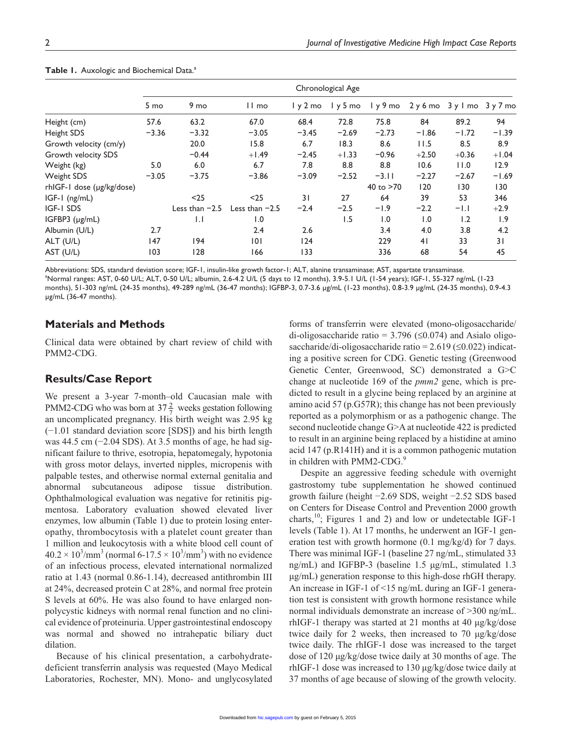**Table 1.** Auxologic and Biochemical Data.[a]

| | Chronological Age | | | | | | | | |
|---|---|---|---|---|---|---|---|---|---|
| | 5 mo | 9 mo | 11 mo | 1 y 2 mo | 1 y 5 mo | 1 y 9 mo | 2 y 6 mo | 3 y 1 mo | 3 y 7 mo |
| Height (cm) | 57.6 | 63.2 | 67.0 | 68.4 | 72.8 | 75.8 | 84 | 89.2 | 94 |
| Height SDS | −3.36 | −3.32 | −3.05 | −3.45 | −2.69 | −2.73 | −1.86 | −1.72 | −1.39 |
| Growth velocity (cm/y) | | 20.0 | 15.8 | 6.7 | 18.3 | 8.6 | 11.5 | 8.5 | 8.9 |
| Growth velocity SDS | | −0.44 | +1.49 | −2.45 | +1.33 | −0.96 | +2.50 | +0.36 | +1.04 |
| Weight (kg) | 5.0 | 6.0 | 6.7 | 7.8 | 8.8 | 8.8 | 10.6 | 11.0 | 12.9 |
| Weight SDS | −3.05 | −3.75 | −3.86 | −3.09 | −2.52 | −3.11 | −2.27 | −2.67 | −1.69 |
| rhIGF-1 dose (μg/kg/dose) | | | | | | 40 to >70 | 120 | 130 | 130 |
| IGF-1 (ng/mL) | | <25 | <25 | 31 | 27 | 64 | 39 | 53 | 346 |
| IGF-1 SDS | | Less than −2.5 | Less than −2.5 | −2.4 | −2.5 | −1.9 | −2.2 | −1.1 | +2.9 |
| IGFBP3 (μg/mL) | | 1.1 | 1.0 | | 1.5 | 1.0 | 1.0 | 1.2 | 1.9 |
| Albumin (U/L) | 2.7 | | 2.4 | 2.6 | | 3.4 | 4.0 | 3.8 | 4.2 |
| ALT (U/L) | 147 | 194 | 101 | 124 | | 229 | 41 | 33 | 31 |
| AST (U/L) | 103 | 128 | 166 | 133 | | 336 | 68 | 54 | 45 |

Abbreviations: SDS, standard deviation score; IGF-1, insulin-like growth factor-1; ALT, alanine transaminase; AST, aspartate transaminase.
[a]Normal ranges: AST, 0-60 U/L; ALT, 0-50 U/L; albumin, 2.6-4.2 U/L (5 days to 12 months), 3.9-5.1 U/L (1-54 years); IGF-1, 55-327 ng/mL (1-23 months), 51-303 ng/mL (24-35 months), 49-289 ng/mL (36-47 months); IGFBP-3, 0.7-3.6 μg/mL (1-23 months), 0.8-3.9 μg/mL (24-35 months), 0.9-4.3 μg/mL (36-47 months).

## Materials and Methods

Clinical data were obtained by chart review of child with PMM2-CDG.

## Results/Case Report

We present a 3-year 7-month–old Caucasian male with PMM2-CDG who was born at $37\frac{2}{7}$ weeks gestation following an uncomplicated pregnancy. His birth weight was 2.95 kg (−1.01 standard deviation score [SDS]) and his birth length was 44.5 cm (−2.04 SDS). At 3.5 months of age, he had significant failure to thrive, esotropia, hepatomegaly, hypotonia with gross motor delays, inverted nipples, micropenis with palpable testes, and otherwise normal external genitalia and abnormal subcutaneous adipose tissue distribution. Ophthalmological evaluation was negative for retinitis pigmentosa. Laboratory evaluation showed elevated liver enzymes, low albumin (Table 1) due to protein losing enteropathy, thrombocytosis with a platelet count greater than 1 million and leukocytosis with a white blood cell count of $40.2 \times 10^3/\text{mm}^3$ (normal $6\text{-}17.5 \times 10^3/\text{mm}^3$) with no evidence of an infectious process, elevated international normalized ratio at 1.43 (normal 0.86-1.14), decreased antithrombin III at 24%, decreased protein C at 28%, and normal free protein S levels at 60%. He was also found to have enlarged nonpolycystic kidneys with normal renal function and no clinical evidence of proteinuria. Upper gastrointestinal endoscopy was normal and showed no intrahepatic biliary duct dilation.

Because of his clinical presentation, a carbohydrate-deficient transferrin analysis was requested (Mayo Medical Laboratories, Rochester, MN). Mono- and unglycosylated forms of transferrin were elevated (mono-oligosaccharide/di-oligosaccharide ratio = 3.796 (≤0.074) and Asialo oligosaccharide/di-oligosaccharide ratio = 2.619 (≤0.022) indicating a positive screen for CDG. Genetic testing (Greenwood Genetic Center, Greenwood, SC) demonstrated a G>C change at nucleotide 169 of the *pmm2* gene, which is predicted to result in a glycine being replaced by an arginine at amino acid 57 (p.G57R); this change has not been previously reported as a polymorphism or as a pathogenic change. The second nucleotide change G>A at nucleotide 422 is predicted to result in an arginine being replaced by a histidine at amino acid 147 (p.R141H) and it is a common pathogenic mutation in children with PMM2-CDG.[9]

Despite an aggressive feeding schedule with overnight gastrostomy tube supplementation he showed continued growth failure (height −2.69 SDS, weight −2.52 SDS based on Centers for Disease Control and Prevention 2000 growth charts,[10]; Figures 1 and 2) and low or undetectable IGF-1 levels (Table 1). At 17 months, he underwent an IGF-1 generation test with growth hormone (0.1 mg/kg/d) for 7 days. There was minimal IGF-1 (baseline 27 ng/mL, stimulated 33 ng/mL) and IGFBP-3 (baseline 1.5 μg/mL, stimulated 1.3 μg/mL) generation response to this high-dose rhGH therapy. An increase in IGF-1 of <15 ng/mL during an IGF-1 generation test is consistent with growth hormone resistance while normal individuals demonstrate an increase of >300 ng/mL. rhIGF-1 therapy was started at 21 months at 40 μg/kg/dose twice daily for 2 weeks, then increased to 70 μg/kg/dose twice daily. The rhIGF-1 dose was increased to the target dose of 120 μg/kg/dose twice daily at 30 months of age. The rhIGF-1 dose was increased to 130 μg/kg/dose twice daily at 37 months of age because of slowing of the growth velocity.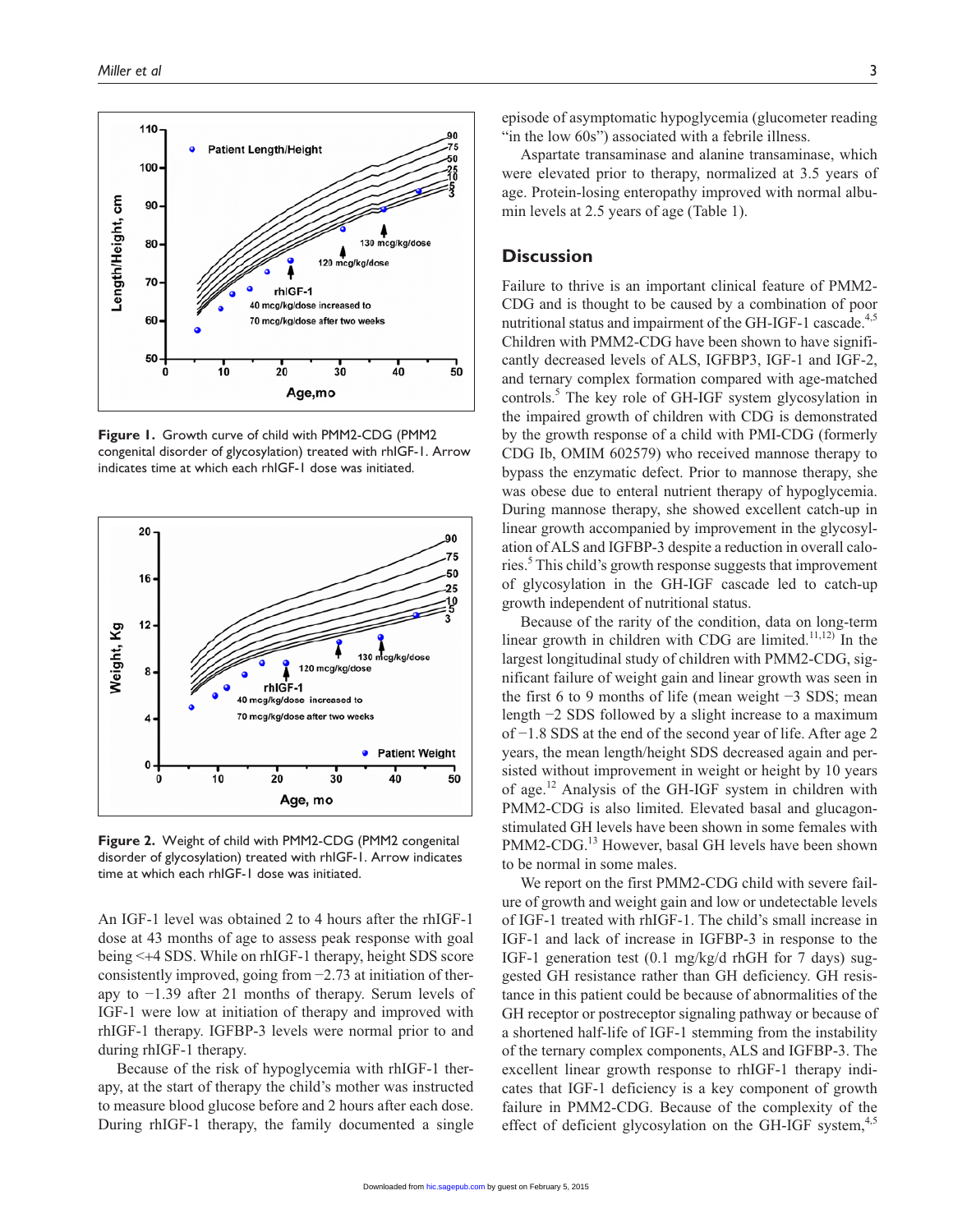Figure 1. Growth curve of child with PMM2-CDG (PMM2 congenital disorder of glycosylation) treated with rhIGF-1. Arrow indicates time at which each rhIGF-1 dose was initiated.

Figure 2. Weight of child with PMM2-CDG (PMM2 congenital disorder of glycosylation) treated with rhIGF-1. Arrow indicates time at which each rhIGF-1 dose was initiated.

An IGF-1 level was obtained 2 to 4 hours after the rhIGF-1 dose at 43 months of age to assess peak response with goal being <+4 SDS. While on rhIGF-1 therapy, height SDS score consistently improved, going from −2.73 at initiation of therapy to −1.39 after 21 months of therapy. Serum levels of IGF-1 were low at initiation of therapy and improved with rhIGF-1 therapy. IGFBP-3 levels were normal prior to and during rhIGF-1 therapy.

Because of the risk of hypoglycemia with rhIGF-1 therapy, at the start of therapy the child's mother was instructed to measure blood glucose before and 2 hours after each dose. During rhIGF-1 therapy, the family documented a single episode of asymptomatic hypoglycemia (glucometer reading "in the low 60s") associated with a febrile illness.

Aspartate transaminase and alanine transaminase, which were elevated prior to therapy, normalized at 3.5 years of age. Protein-losing enteropathy improved with normal albumin levels at 2.5 years of age (Table 1).

## Discussion

Failure to thrive is an important clinical feature of PMM2-CDG and is thought to be caused by a combination of poor nutritional status and impairment of the GH-IGF-1 cascade.[4,5] Children with PMM2-CDG have been shown to have significantly decreased levels of ALS, IGFBP3, IGF-1 and IGF-2, and ternary complex formation compared with age-matched controls.[5] The key role of GH-IGF system glycosylation in the impaired growth of children with CDG is demonstrated by the growth response of a child with PMI-CDG (formerly CDG Ib, OMIM 602579) who received mannose therapy to bypass the enzymatic defect. Prior to mannose therapy, she was obese due to enteral nutrient therapy of hypoglycemia. During mannose therapy, she showed excellent catch-up in linear growth accompanied by improvement in the glycosylation of ALS and IGFBP-3 despite a reduction in overall calories.[5] This child's growth response suggests that improvement of glycosylation in the GH-IGF cascade led to catch-up growth independent of nutritional status.

Because of the rarity of the condition, data on long-term linear growth in children with CDG are limited.[11,12] In the largest longitudinal study of children with PMM2-CDG, significant failure of weight gain and linear growth was seen in the first 6 to 9 months of life (mean weight −3 SDS; mean length −2 SDS followed by a slight increase to a maximum of −1.8 SDS at the end of the second year of life. After age 2 years, the mean length/height SDS decreased again and persisted without improvement in weight or height by 10 years of age.[12] Analysis of the GH-IGF system in children with PMM2-CDG is also limited. Elevated basal and glucagon-stimulated GH levels have been shown in some females with PMM2-CDG.[13] However, basal GH levels have been shown to be normal in some males.

We report on the first PMM2-CDG child with severe failure of growth and weight gain and low or undetectable levels of IGF-1 treated with rhIGF-1. The child's small increase in IGF-1 and lack of increase in IGFBP-3 in response to the IGF-1 generation test (0.1 mg/kg/d rhGH for 7 days) suggested GH resistance rather than GH deficiency. GH resistance in this patient could be because of abnormalities of the GH receptor or postreceptor signaling pathway or because of a shortened half-life of IGF-1 stemming from the instability of the ternary complex components, ALS and IGFBP-3. The excellent linear growth response to rhIGF-1 therapy indicates that IGF-1 deficiency is a key component of growth failure in PMM2-CDG. Because of the complexity of the effect of deficient glycosylation on the GH-IGF system,[4,5]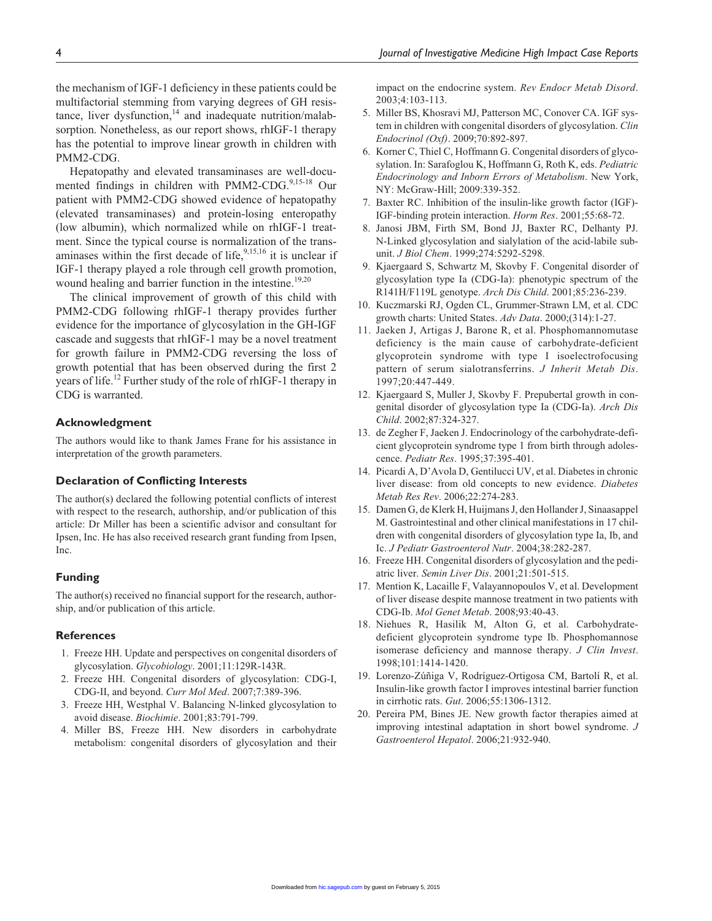the mechanism of IGF-1 deficiency in these patients could be multifactorial stemming from varying degrees of GH resistance, liver dysfunction,[14] and inadequate nutrition/malabsorption. Nonetheless, as our report shows, rhIGF-1 therapy has the potential to improve linear growth in children with PMM2-CDG.

Hepatopathy and elevated transaminases are well-documented findings in children with PMM2-CDG.[9,15-18] Our patient with PMM2-CDG showed evidence of hepatopathy (elevated transaminases) and protein-losing enteropathy (low albumin), which normalized while on rhIGF-1 treatment. Since the typical course is normalization of the transaminases within the first decade of life,[9,15,16] it is unclear if IGF-1 therapy played a role through cell growth promotion, wound healing and barrier function in the intestine.[19,20]

The clinical improvement of growth of this child with PMM2-CDG following rhIGF-1 therapy provides further evidence for the importance of glycosylation in the GH-IGF cascade and suggests that rhIGF-1 may be a novel treatment for growth failure in PMM2-CDG reversing the loss of growth potential that has been observed during the first 2 years of life.[12] Further study of the role of rhIGF-1 therapy in CDG is warranted.

## Acknowledgment

The authors would like to thank James Frane for his assistance in interpretation of the growth parameters.

## Declaration of Conflicting Interests

The author(s) declared the following potential conflicts of interest with respect to the research, authorship, and/or publication of this article: Dr Miller has been a scientific advisor and consultant for Ipsen, Inc. He has also received research grant funding from Ipsen, Inc.

## Funding

The author(s) received no financial support for the research, authorship, and/or publication of this article.

## References

1. Freeze HH. Update and perspectives on congenital disorders of glycosylation. *Glycobiology*. 2001;11:129R-143R.
2. Freeze HH. Congenital disorders of glycosylation: CDG-I, CDG-II, and beyond. *Curr Mol Med*. 2007;7:389-396.
3. Freeze HH, Westphal V. Balancing N-linked glycosylation to avoid disease. *Biochimie*. 2001;83:791-799.
4. Miller BS, Freeze HH. New disorders in carbohydrate metabolism: congenital disorders of glycosylation and their impact on the endocrine system. *Rev Endocr Metab Disord*. 2003;4:103-113.
5. Miller BS, Khosravi MJ, Patterson MC, Conover CA. IGF system in children with congenital disorders of glycosylation. *Clin Endocrinol (Oxf)*. 2009;70:892-897.
6. Korner C, Thiel C, Hoffmann G. Congenital disorders of glycosylation. In: Sarafoglou K, Hoffmann G, Roth K, eds. *Pediatric Endocrinology and Inborn Errors of Metabolism*. New York, NY: McGraw-Hill; 2009:339-352.
7. Baxter RC. Inhibition of the insulin-like growth factor (IGF)-IGF-binding protein interaction. *Horm Res*. 2001;55:68-72.
8. Janosi JBM, Firth SM, Bond JJ, Baxter RC, Delhanty PJ. N-Linked glycosylation and sialylation of the acid-labile subunit. *J Biol Chem*. 1999;274:5292-5298.
9. Kjaergaard S, Schwartz M, Skovby F. Congenital disorder of glycosylation type Ia (CDG-Ia): phenotypic spectrum of the R141H/F119L genotype. *Arch Dis Child*. 2001;85:236-239.
10. Kuczmarski RJ, Ogden CL, Grummer-Strawn LM, et al. CDC growth charts: United States. *Adv Data*. 2000;(314):1-27.
11. Jaeken J, Artigas J, Barone R, et al. Phosphomannomutase deficiency is the main cause of carbohydrate-deficient glycoprotein syndrome with type I isoelectrofocusing pattern of serum sialotransferrins. *J Inherit Metab Dis*. 1997;20:447-449.
12. Kjaergaard S, Muller J, Skovby F. Prepubertal growth in congenital disorder of glycosylation type Ia (CDG-Ia). *Arch Dis Child*. 2002;87:324-327.
13. de Zegher F, Jaeken J. Endocrinology of the carbohydrate-deficient glycoprotein syndrome type 1 from birth through adolescence. *Pediatr Res*. 1995;37:395-401.
14. Picardi A, D'Avola D, Gentilucci UV, et al. Diabetes in chronic liver disease: from old concepts to new evidence. *Diabetes Metab Res Rev*. 2006;22:274-283.
15. Damen G, de Klerk H, Huijmans J, den Hollander J, Sinaasappel M. Gastrointestinal and other clinical manifestations in 17 children with congenital disorders of glycosylation type Ia, Ib, and Ic. *J Pediatr Gastroenterol Nutr*. 2004;38:282-287.
16. Freeze HH. Congenital disorders of glycosylation and the pediatric liver. *Semin Liver Dis*. 2001;21:501-515.
17. Mention K, Lacaille F, Valayannopoulos V, et al. Development of liver disease despite mannose treatment in two patients with CDG-Ib. *Mol Genet Metab*. 2008;93:40-43.
18. Niehues R, Hasilik M, Alton G, et al. Carbohydrate-deficient glycoprotein syndrome type Ib. Phosphomannose isomerase deficiency and mannose therapy. *J Clin Invest*. 1998;101:1414-1420.
19. Lorenzo-Zúñiga V, Rodríguez-Ortigosa CM, Bartolí R, et al. Insulin-like growth factor I improves intestinal barrier function in cirrhotic rats. *Gut*. 2006;55:1306-1312.
20. Pereira PM, Bines JE. New growth factor therapies aimed at improving intestinal adaptation in short bowel syndrome. *J Gastroenterol Hepatol*. 2006;21:932-940.